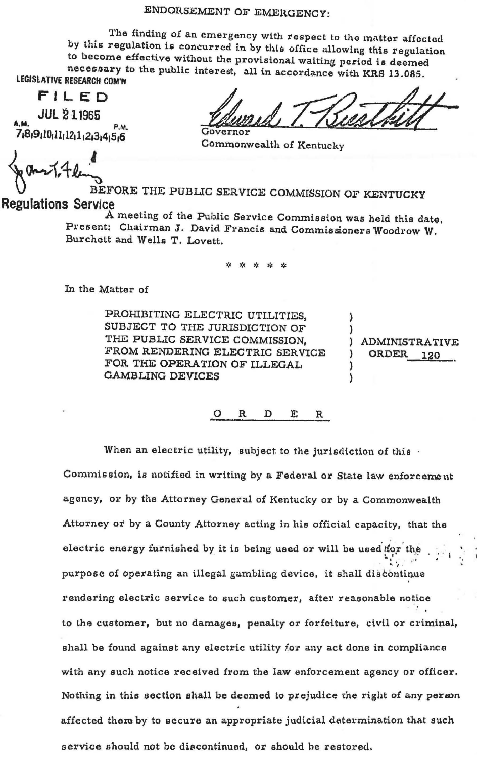ENDORSEMENT OF EMERGENCY:

The finding of an emergency with respect to the matter affected by this regulation is concurred in by this office allowing this regulation to become effective without the provisional waiting period is deemed necessary to the public interest, all in accordance with KRS 13.085.

LEGISLATIVE RESEARCH COM'N

**FILED**

JUL 21 1965

A.M. 7,8,9,10,11,12,1,2,3,4,5,6 P.M.

Edward T. Breathitt
Governor
Commonwealth of Kentucky

James T. Fleming

Regulations Service

BEFORE THE PUBLIC SERVICE COMMISSION OF KENTUCKY

A meeting of the Public Service Commission was held this date. Present: Chairman J. David Francis and Commissioners Woodrow W. Burchett and Wells T. Lovett.

\* \* \* \* \*

In the Matter of

PROHIBITING ELECTRIC UTILITIES, SUBJECT TO THE JURISDICTION OF THE PUBLIC SERVICE COMMISSION, FROM RENDERING ELECTRIC SERVICE FOR THE OPERATION OF ILLEGAL GAMBLING DEVICES ) ADMINISTRATIVE ORDER 120

## O R D E R

When an electric utility, subject to the jurisdiction of this Commission, is notified in writing by a Federal or State law enforcement agency, or by the Attorney General of Kentucky or by a Commonwealth Attorney or by a County Attorney acting in his official capacity, that the electric energy furnished by it is being used or will be used for the purpose of operating an illegal gambling device, it shall discontinue rendering electric service to such customer, after reasonable notice to the customer, but no damages, penalty or forfeiture, civil or criminal, shall be found against any electric utility for any act done in compliance with any such notice received from the law enforcement agency or officer. Nothing in this section shall be deemed to prejudice the right of any person affected thereby to secure an appropriate judicial determination that such service should not be discontinued, or should be restored.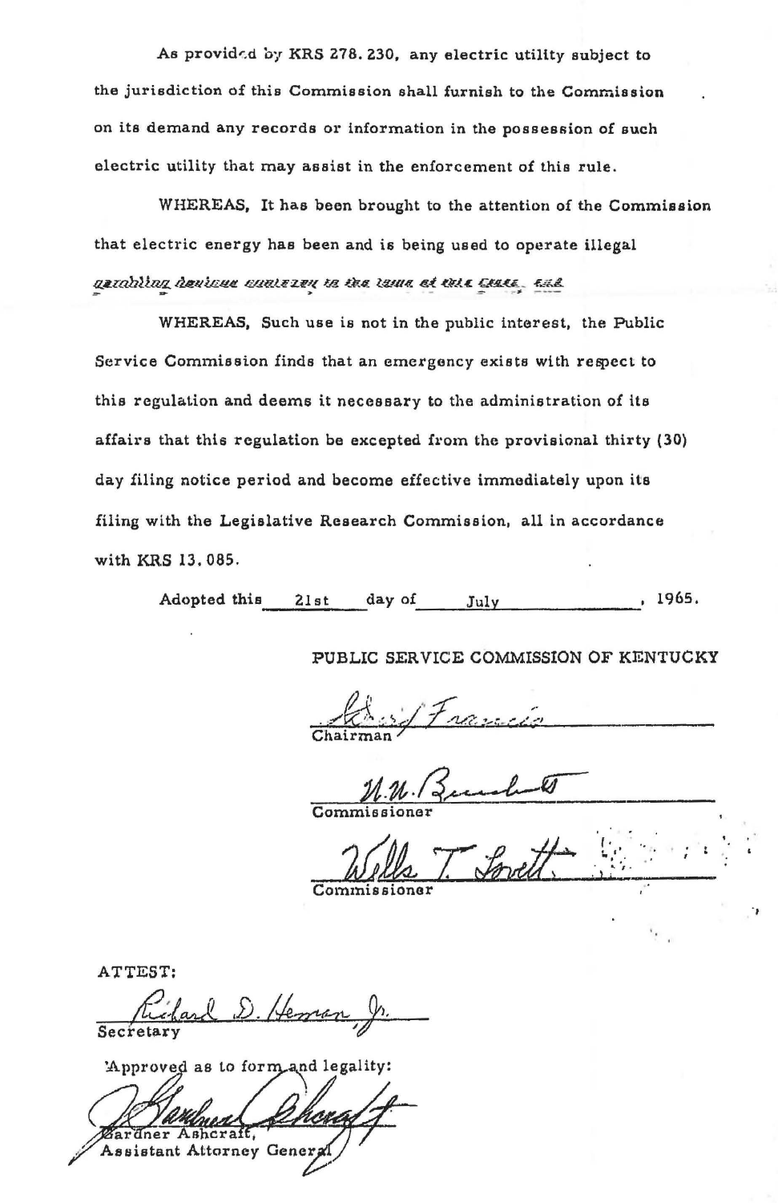As provided by KRS 278.230, any electric utility subject to the jurisdiction of this Commission shall furnish to the Commission on its demand any records or information in the possession of such electric utility that may assist in the enforcement of this rule.

WHEREAS, It has been brought to the attention of the Commission that electric energy has been and is being used to operate illegal gambling devices contrary to the laws of this State, and

WHEREAS, Such use is not in the public interest, the Public Service Commission finds that an emergency exists with respect to this regulation and deems it necessary to the administration of its affairs that this regulation be excepted from the provisional thirty (30) day filing notice period and become effective immediately upon its filing with the Legislative Research Commission, all in accordance with KRS 13.085.

Adopted this 21st day of July, 1965.

PUBLIC SERVICE COMMISSION OF KENTUCKY

Chairman

Commissioner

Commissioner

ATTEST:

Secretary

Approved as to form and legality:

Gardner Ashcraft,
Assistant Attorney General